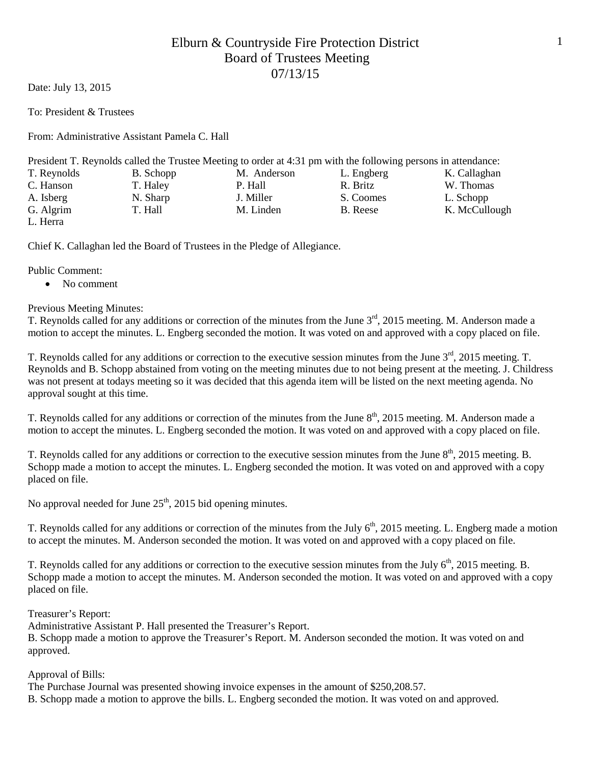# Elburn & Countryside Fire Protection District

## Board of Trustees Meeting

## 07/13/15

Date: July 13, 2015

To: President & Trustees

From: Administrative Assistant Pamela C. Hall

President T. Reynolds called the Trustee Meeting to order at 4:31 pm with the following persons in attendance:

| | | | | |
|---|---|---|---|---|
| T. Reynolds | B. Schopp | M. Anderson | L. Engberg | K. Callaghan |
| C. Hanson | T. Haley | P. Hall | R. Britz | W. Thomas |
| A. Isberg | N. Sharp | J. Miller | S. Coomes | L. Schopp |
| G. Algrim | T. Hall | M. Linden | B. Reese | K. McCullough |
| L. Herra | | | | |

Chief K. Callaghan led the Board of Trustees in the Pledge of Allegiance.

Public Comment:

- No comment

Previous Meeting Minutes:

T. Reynolds called for any additions or correction of the minutes from the June 3rd, 2015 meeting. M. Anderson made a motion to accept the minutes. L. Engberg seconded the motion. It was voted on and approved with a copy placed on file.

T. Reynolds called for any additions or correction to the executive session minutes from the June 3rd, 2015 meeting. T. Reynolds and B. Schopp abstained from voting on the meeting minutes due to not being present at the meeting. J. Childress was not present at todays meeting so it was decided that this agenda item will be listed on the next meeting agenda. No approval sought at this time.

T. Reynolds called for any additions or correction of the minutes from the June 8th, 2015 meeting. M. Anderson made a motion to accept the minutes. L. Engberg seconded the motion. It was voted on and approved with a copy placed on file.

T. Reynolds called for any additions or correction to the executive session minutes from the June 8th, 2015 meeting. B. Schopp made a motion to accept the minutes. L. Engberg seconded the motion. It was voted on and approved with a copy placed on file.

No approval needed for June 25th, 2015 bid opening minutes.

T. Reynolds called for any additions or correction of the minutes from the July 6th, 2015 meeting. L. Engberg made a motion to accept the minutes. M. Anderson seconded the motion. It was voted on and approved with a copy placed on file.

T. Reynolds called for any additions or correction to the executive session minutes from the July 6th, 2015 meeting. B. Schopp made a motion to accept the minutes. M. Anderson seconded the motion. It was voted on and approved with a copy placed on file.

Treasurer's Report:

Administrative Assistant P. Hall presented the Treasurer's Report.

B. Schopp made a motion to approve the Treasurer's Report. M. Anderson seconded the motion. It was voted on and approved.

Approval of Bills:

The Purchase Journal was presented showing invoice expenses in the amount of $250,208.57.

B. Schopp made a motion to approve the bills. L. Engberg seconded the motion. It was voted on and approved.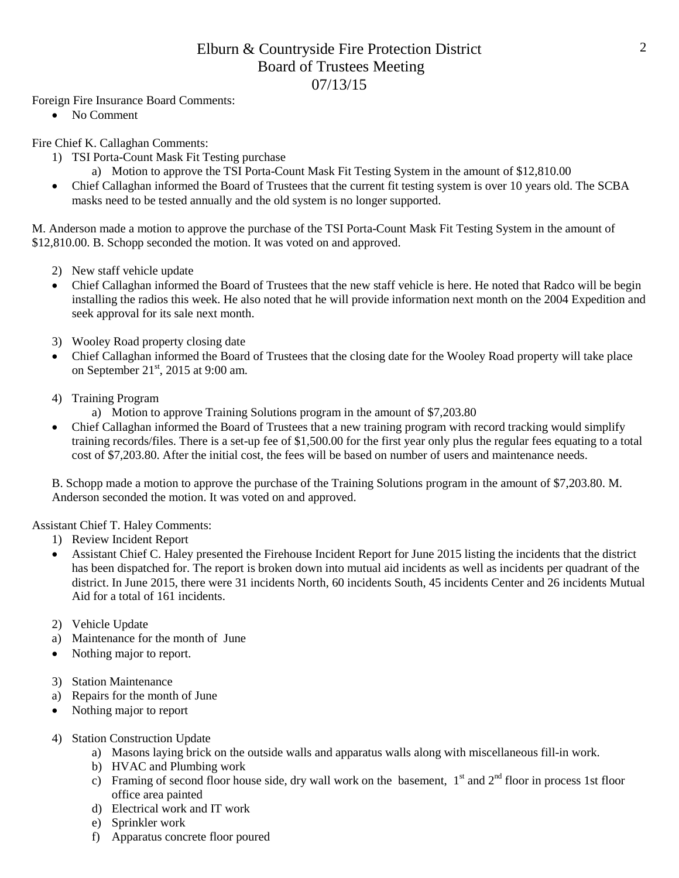# Elburn & Countryside Fire Protection District
## Board of Trustees Meeting
## 07/13/15

Foreign Fire Insurance Board Comments:

- No Comment

Fire Chief K. Callaghan Comments:

1) TSI Porta-Count Mask Fit Testing purchase
   a) Motion to approve the TSI Porta-Count Mask Fit Testing System in the amount of $12,810.00
- Chief Callaghan informed the Board of Trustees that the current fit testing system is over 10 years old. The SCBA masks need to be tested annually and the old system is no longer supported.

M. Anderson made a motion to approve the purchase of the TSI Porta-Count Mask Fit Testing System in the amount of $12,810.00. B. Schopp seconded the motion. It was voted on and approved.

2) New staff vehicle update
- Chief Callaghan informed the Board of Trustees that the new staff vehicle is here. He noted that Radco will be begin installing the radios this week. He also noted that he will provide information next month on the 2004 Expedition and seek approval for its sale next month.

3) Wooley Road property closing date
- Chief Callaghan informed the Board of Trustees that the closing date for the Wooley Road property will take place on September 21st, 2015 at 9:00 am.

4) Training Program
   a) Motion to approve Training Solutions program in the amount of $7,203.80
- Chief Callaghan informed the Board of Trustees that a new training program with record tracking would simplify training records/files. There is a set-up fee of $1,500.00 for the first year only plus the regular fees equating to a total cost of $7,203.80. After the initial cost, the fees will be based on number of users and maintenance needs.

B. Schopp made a motion to approve the purchase of the Training Solutions program in the amount of $7,203.80. M. Anderson seconded the motion. It was voted on and approved.

Assistant Chief T. Haley Comments:

1) Review Incident Report
- Assistant Chief C. Haley presented the Firehouse Incident Report for June 2015 listing the incidents that the district has been dispatched for. The report is broken down into mutual aid incidents as well as incidents per quadrant of the district. In June 2015, there were 31 incidents North, 60 incidents South, 45 incidents Center and 26 incidents Mutual Aid for a total of 161 incidents.

2) Vehicle Update
   a) Maintenance for the month of June
- Nothing major to report.

3) Station Maintenance
   a) Repairs for the month of June
- Nothing major to report

4) Station Construction Update
   a) Masons laying brick on the outside walls and apparatus walls along with miscellaneous fill-in work.
   b) HVAC and Plumbing work
   c) Framing of second floor house side, dry wall work on the basement, 1st and 2nd floor in process 1st floor office area painted
   d) Electrical work and IT work
   e) Sprinkler work
   f) Apparatus concrete floor poured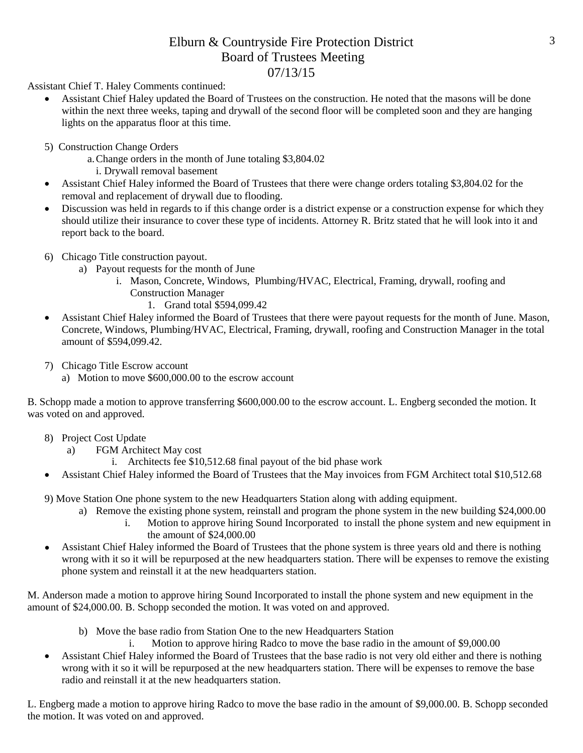# Elburn & Countryside Fire Protection District
## Board of Trustees Meeting
## 07/13/15

Assistant Chief T. Haley Comments continued:

- Assistant Chief Haley updated the Board of Trustees on the construction. He noted that the masons will be done within the next three weeks, taping and drywall of the second floor will be completed soon and they are hanging lights on the apparatus floor at this time.

5) Construction Change Orders
   a. Change orders in the month of June totaling $3,804.02
      i. Drywall removal basement

- Assistant Chief Haley informed the Board of Trustees that there were change orders totaling $3,804.02 for the removal and replacement of drywall due to flooding.
- Discussion was held in regards to if this change order is a district expense or a construction expense for which they should utilize their insurance to cover these type of incidents. Attorney R. Britz stated that he will look into it and report back to the board.

6) Chicago Title construction payout.
   a) Payout requests for the month of June
      i. Mason, Concrete, Windows, Plumbing/HVAC, Electrical, Framing, drywall, roofing and Construction Manager
         1. Grand total $594,099.42

- Assistant Chief Haley informed the Board of Trustees that there were payout requests for the month of June. Mason, Concrete, Windows, Plumbing/HVAC, Electrical, Framing, drywall, roofing and Construction Manager in the total amount of $594,099.42.

7) Chicago Title Escrow account
   a) Motion to move $600,000.00 to the escrow account

B. Schopp made a motion to approve transferring $600,000.00 to the escrow account. L. Engberg seconded the motion. It was voted on and approved.

8) Project Cost Update
   a) FGM Architect May cost
      i. Architects fee $10,512.68 final payout of the bid phase work

- Assistant Chief Haley informed the Board of Trustees that the May invoices from FGM Architect total $10,512.68

9) Move Station One phone system to the new Headquarters Station along with adding equipment.
   a) Remove the existing phone system, reinstall and program the phone system in the new building $24,000.00
      i. Motion to approve hiring Sound Incorporated to install the phone system and new equipment in the amount of $24,000.00

- Assistant Chief Haley informed the Board of Trustees that the phone system is three years old and there is nothing wrong with it so it will be repurposed at the new headquarters station. There will be expenses to remove the existing phone system and reinstall it at the new headquarters station.

M. Anderson made a motion to approve hiring Sound Incorporated to install the phone system and new equipment in the amount of $24,000.00. B. Schopp seconded the motion. It was voted on and approved.

   b) Move the base radio from Station One to the new Headquarters Station
      i. Motion to approve hiring Radco to move the base radio in the amount of $9,000.00

- Assistant Chief Haley informed the Board of Trustees that the base radio is not very old either and there is nothing wrong with it so it will be repurposed at the new headquarters station. There will be expenses to remove the base radio and reinstall it at the new headquarters station.

L. Engberg made a motion to approve hiring Radco to move the base radio in the amount of $9,000.00. B. Schopp seconded the motion. It was voted on and approved.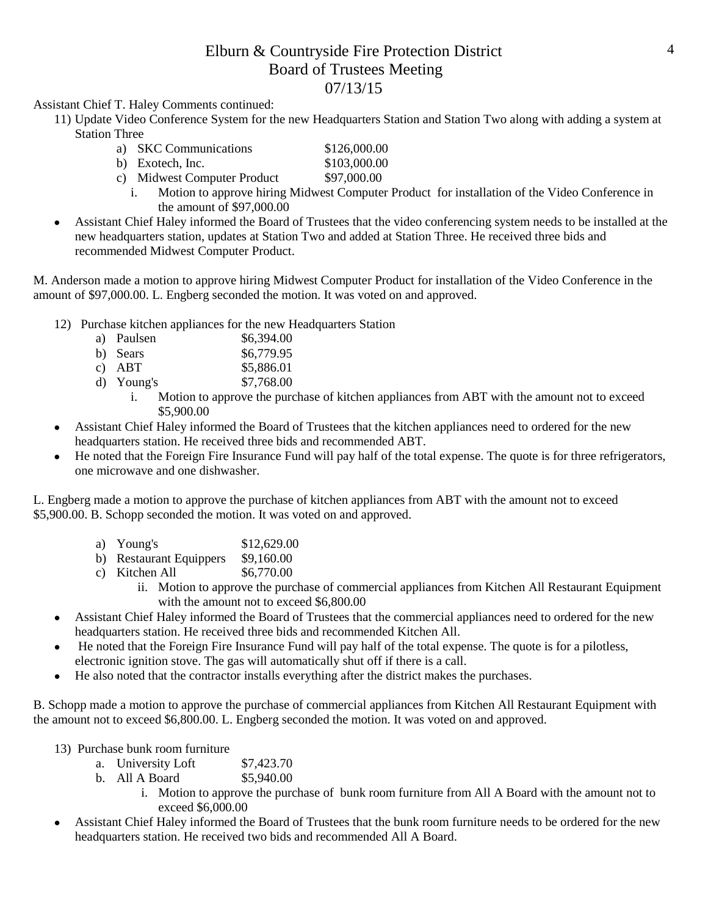Assistant Chief T. Haley Comments continued:

11) Update Video Conference System for the new Headquarters Station and Station Two along with adding a system at Station Three
    a) SKC Communications $126,000.00
    b) Exotech, Inc. $103,000.00
    c) Midwest Computer Product $97,000.00
        i. Motion to approve hiring Midwest Computer Product for installation of the Video Conference in the amount of $97,000.00

- Assistant Chief Haley informed the Board of Trustees that the video conferencing system needs to be installed at the new headquarters station, updates at Station Two and added at Station Three. He received three bids and recommended Midwest Computer Product.

M. Anderson made a motion to approve hiring Midwest Computer Product for installation of the Video Conference in the amount of $97,000.00. L. Engberg seconded the motion. It was voted on and approved.

12) Purchase kitchen appliances for the new Headquarters Station
    a) Paulsen $6,394.00
    b) Sears $6,779.95
    c) ABT $5,886.01
    d) Young's $7,768.00
        i. Motion to approve the purchase of kitchen appliances from ABT with the amount not to exceed $5,900.00

- Assistant Chief Haley informed the Board of Trustees that the kitchen appliances need to ordered for the new headquarters station. He received three bids and recommended ABT.
- He noted that the Foreign Fire Insurance Fund will pay half of the total expense. The quote is for three refrigerators, one microwave and one dishwasher.

L. Engberg made a motion to approve the purchase of kitchen appliances from ABT with the amount not to exceed $5,900.00. B. Schopp seconded the motion. It was voted on and approved.

    a) Young's $12,629.00
    b) Restaurant Equippers $9,160.00
    c) Kitchen All $6,770.00
        ii. Motion to approve the purchase of commercial appliances from Kitchen All Restaurant Equipment with the amount not to exceed $6,800.00

- Assistant Chief Haley informed the Board of Trustees that the commercial appliances need to ordered for the new headquarters station. He received three bids and recommended Kitchen All.
- He noted that the Foreign Fire Insurance Fund will pay half of the total expense. The quote is for a pilotless, electronic ignition stove. The gas will automatically shut off if there is a call.
- He also noted that the contractor installs everything after the district makes the purchases.

B. Schopp made a motion to approve the purchase of commercial appliances from Kitchen All Restaurant Equipment with the amount not to exceed $6,800.00. L. Engberg seconded the motion. It was voted on and approved.

13) Purchase bunk room furniture
    a. University Loft $7,423.70
    b. All A Board $5,940.00
        i. Motion to approve the purchase of bunk room furniture from All A Board with the amount not to exceed $6,000.00

- Assistant Chief Haley informed the Board of Trustees that the bunk room furniture needs to be ordered for the new headquarters station. He received two bids and recommended All A Board.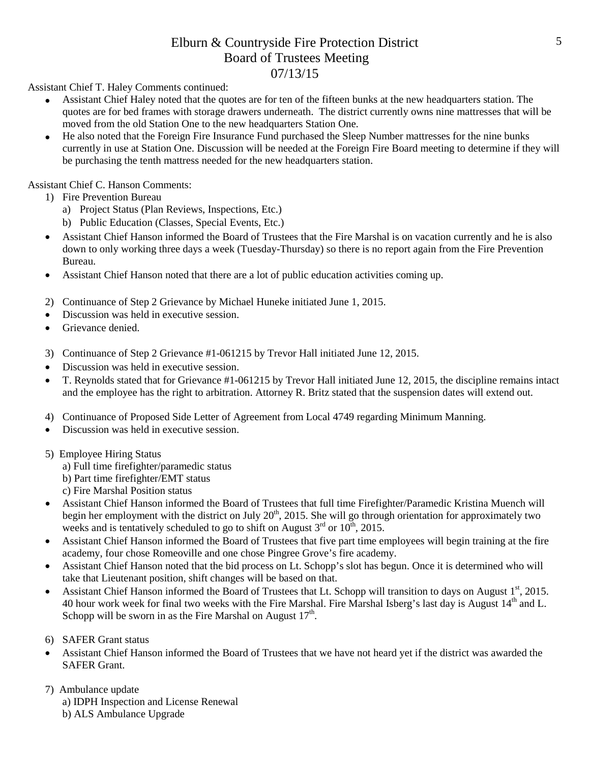Assistant Chief T. Haley Comments continued:

- Assistant Chief Haley noted that the quotes are for ten of the fifteen bunks at the new headquarters station. The quotes are for bed frames with storage drawers underneath. The district currently owns nine mattresses that will be moved from the old Station One to the new headquarters Station One.
- He also noted that the Foreign Fire Insurance Fund purchased the Sleep Number mattresses for the nine bunks currently in use at Station One. Discussion will be needed at the Foreign Fire Board meeting to determine if they will be purchasing the tenth mattress needed for the new headquarters station.

Assistant Chief C. Hanson Comments:

1) Fire Prevention Bureau
   a) Project Status (Plan Reviews, Inspections, Etc.)
   b) Public Education (Classes, Special Events, Etc.)

- Assistant Chief Hanson informed the Board of Trustees that the Fire Marshal is on vacation currently and he is also down to only working three days a week (Tuesday-Thursday) so there is no report again from the Fire Prevention Bureau.
- Assistant Chief Hanson noted that there are a lot of public education activities coming up.

2) Continuance of Step 2 Grievance by Michael Huneke initiated June 1, 2015.

- Discussion was held in executive session.
- Grievance denied.

3) Continuance of Step 2 Grievance #1-061215 by Trevor Hall initiated June 12, 2015.

- Discussion was held in executive session.
- T. Reynolds stated that for Grievance #1-061215 by Trevor Hall initiated June 12, 2015, the discipline remains intact and the employee has the right to arbitration. Attorney R. Britz stated that the suspension dates will extend out.

4) Continuance of Proposed Side Letter of Agreement from Local 4749 regarding Minimum Manning.

- Discussion was held in executive session.

5) Employee Hiring Status
   a) Full time firefighter/paramedic status
   b) Part time firefighter/EMT status
   c) Fire Marshal Position status

- Assistant Chief Hanson informed the Board of Trustees that full time Firefighter/Paramedic Kristina Muench will begin her employment with the district on July 20th, 2015. She will go through orientation for approximately two weeks and is tentatively scheduled to go to shift on August 3rd or 10th, 2015.
- Assistant Chief Hanson informed the Board of Trustees that five part time employees will begin training at the fire academy, four chose Romeoville and one chose Pingree Grove's fire academy.
- Assistant Chief Hanson noted that the bid process on Lt. Schopp's slot has begun. Once it is determined who will take that Lieutenant position, shift changes will be based on that.
- Assistant Chief Hanson informed the Board of Trustees that Lt. Schopp will transition to days on August 1st, 2015. 40 hour work week for final two weeks with the Fire Marshal. Fire Marshal Isberg's last day is August 14th and L. Schopp will be sworn in as the Fire Marshal on August 17th.

6) SAFER Grant status

- Assistant Chief Hanson informed the Board of Trustees that we have not heard yet if the district was awarded the SAFER Grant.

7) Ambulance update
   a) IDPH Inspection and License Renewal
   b) ALS Ambulance Upgrade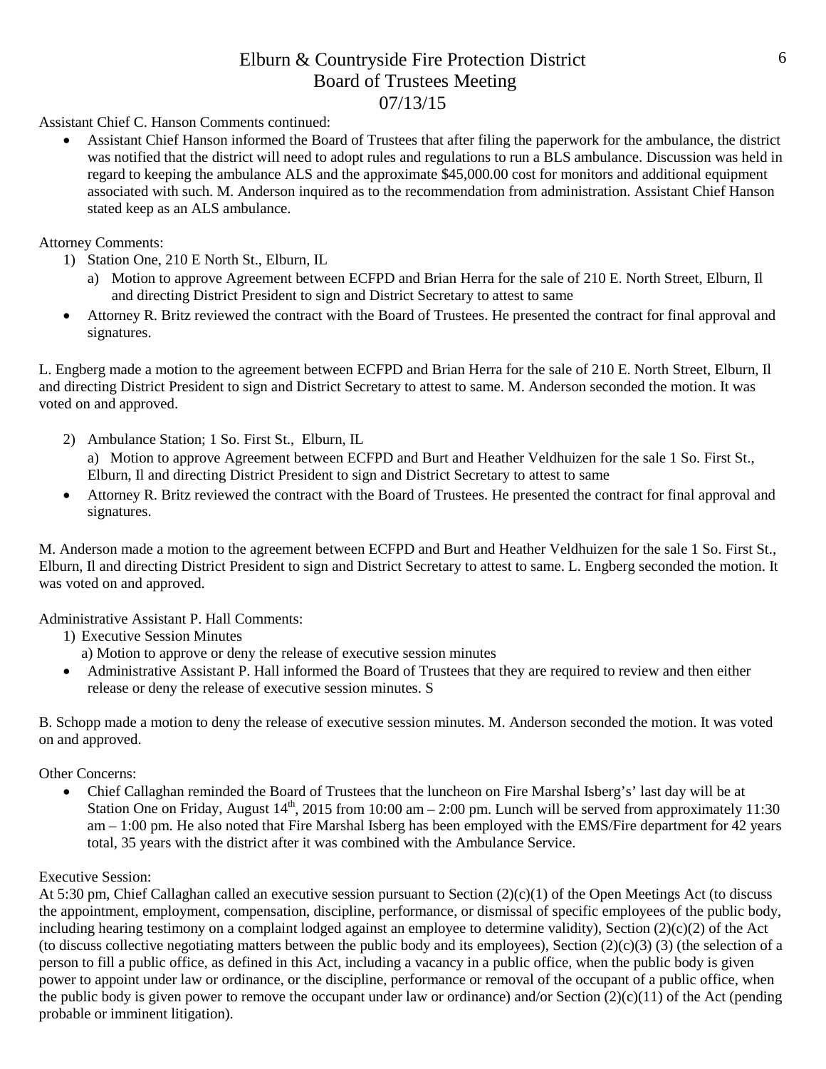# Elburn & Countryside Fire Protection District
## Board of Trustees Meeting
## 07/13/15

Assistant Chief C. Hanson Comments continued:

- Assistant Chief Hanson informed the Board of Trustees that after filing the paperwork for the ambulance, the district was notified that the district will need to adopt rules and regulations to run a BLS ambulance. Discussion was held in regard to keeping the ambulance ALS and the approximate $45,000.00 cost for monitors and additional equipment associated with such. M. Anderson inquired as to the recommendation from administration. Assistant Chief Hanson stated keep as an ALS ambulance.

Attorney Comments:

1) Station One, 210 E North St., Elburn, IL
   a) Motion to approve Agreement between ECFPD and Brian Herra for the sale of 210 E. North Street, Elburn, Il and directing District President to sign and District Secretary to attest to same

- Attorney R. Britz reviewed the contract with the Board of Trustees. He presented the contract for final approval and signatures.

L. Engberg made a motion to the agreement between ECFPD and Brian Herra for the sale of 210 E. North Street, Elburn, Il and directing District President to sign and District Secretary to attest to same. M. Anderson seconded the motion. It was voted on and approved.

2) Ambulance Station; 1 So. First St., Elburn, IL
   a) Motion to approve Agreement between ECFPD and Burt and Heather Veldhuizen for the sale 1 So. First St., Elburn, Il and directing District President to sign and District Secretary to attest to same

- Attorney R. Britz reviewed the contract with the Board of Trustees. He presented the contract for final approval and signatures.

M. Anderson made a motion to the agreement between ECFPD and Burt and Heather Veldhuizen for the sale 1 So. First St., Elburn, Il and directing District President to sign and District Secretary to attest to same. L. Engberg seconded the motion. It was voted on and approved.

Administrative Assistant P. Hall Comments:

1) Executive Session Minutes
   a) Motion to approve or deny the release of executive session minutes

- Administrative Assistant P. Hall informed the Board of Trustees that they are required to review and then either release or deny the release of executive session minutes. S

B. Schopp made a motion to deny the release of executive session minutes. M. Anderson seconded the motion. It was voted on and approved.

Other Concerns:

- Chief Callaghan reminded the Board of Trustees that the luncheon on Fire Marshal Isberg's' last day will be at Station One on Friday, August 14th, 2015 from 10:00 am – 2:00 pm. Lunch will be served from approximately 11:30 am – 1:00 pm. He also noted that Fire Marshal Isberg has been employed with the EMS/Fire department for 42 years total, 35 years with the district after it was combined with the Ambulance Service.

Executive Session:

At 5:30 pm, Chief Callaghan called an executive session pursuant to Section (2)(c)(1) of the Open Meetings Act (to discuss the appointment, employment, compensation, discipline, performance, or dismissal of specific employees of the public body, including hearing testimony on a complaint lodged against an employee to determine validity), Section (2)(c)(2) of the Act (to discuss collective negotiating matters between the public body and its employees), Section (2)(c)(3) (3) (the selection of a person to fill a public office, as defined in this Act, including a vacancy in a public office, when the public body is given power to appoint under law or ordinance, or the discipline, performance or removal of the occupant of a public office, when the public body is given power to remove the occupant under law or ordinance) and/or Section (2)(c)(11) of the Act (pending probable or imminent litigation).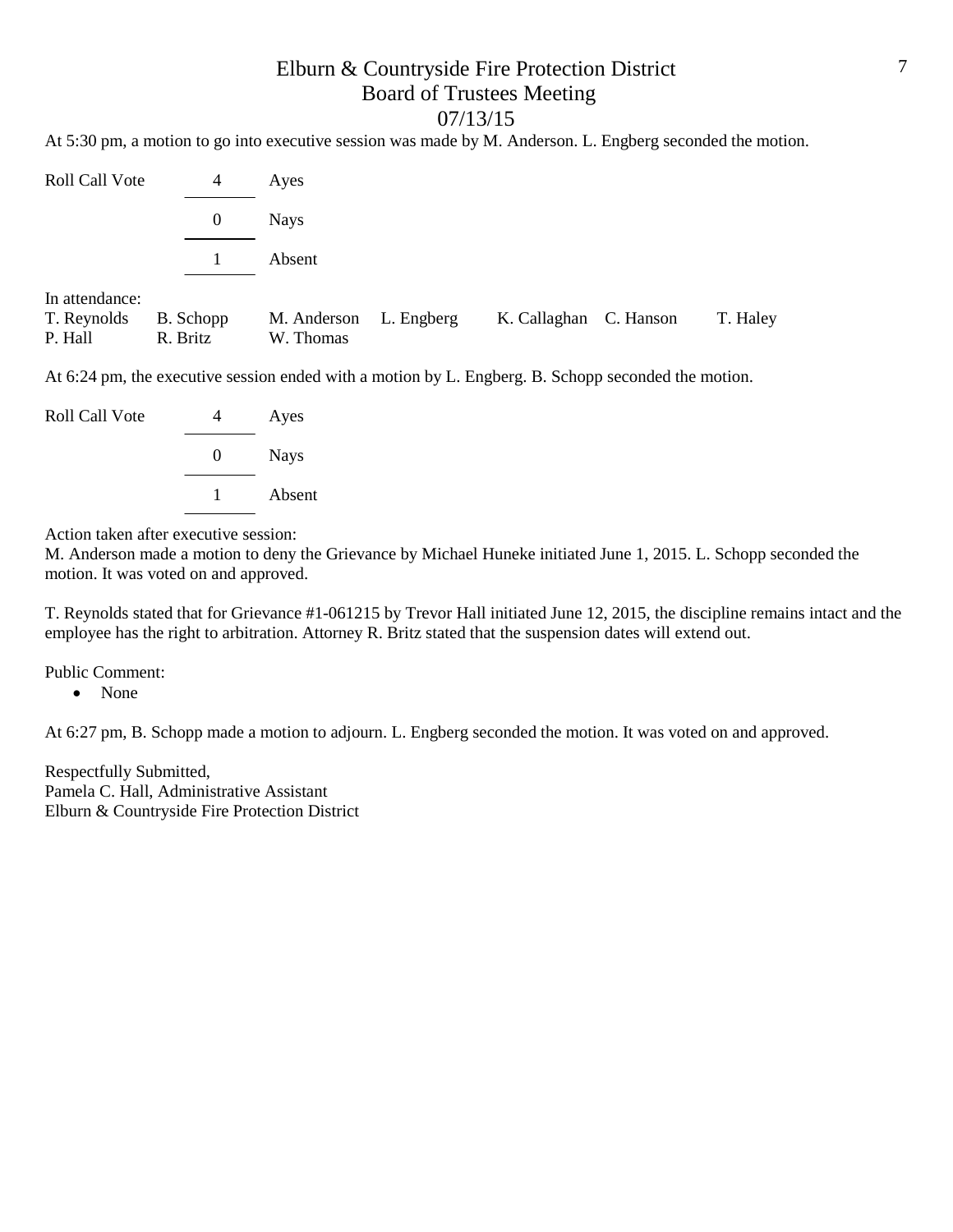# Elburn & Countryside Fire Protection District
## Board of Trustees Meeting
### 07/13/15

At 5:30 pm, a motion to go into executive session was made by M. Anderson. L. Engberg seconded the motion.

| | | |
|---|---|---|
| Roll Call Vote | 4 | Ayes |
| | 0 | Nays |
| | 1 | Absent |

In attendance:

| | | | | | | |
|---|---|---|---|---|---|---|
| T. Reynolds | B. Schopp | M. Anderson | L. Engberg | K. Callaghan | C. Hanson | T. Haley |
| P. Hall | R. Britz | W. Thomas | | | | |

At 6:24 pm, the executive session ended with a motion by L. Engberg. B. Schopp seconded the motion.

| | | |
|---|---|---|
| Roll Call Vote | 4 | Ayes |
| | 0 | Nays |
| | 1 | Absent |

Action taken after executive session:
M. Anderson made a motion to deny the Grievance by Michael Huneke initiated June 1, 2015. L. Schopp seconded the motion. It was voted on and approved.

T. Reynolds stated that for Grievance #1-061215 by Trevor Hall initiated June 12, 2015, the discipline remains intact and the employee has the right to arbitration. Attorney R. Britz stated that the suspension dates will extend out.

Public Comment:
- None

At 6:27 pm, B. Schopp made a motion to adjourn. L. Engberg seconded the motion. It was voted on and approved.

Respectfully Submitted,
Pamela C. Hall, Administrative Assistant
Elburn & Countryside Fire Protection District